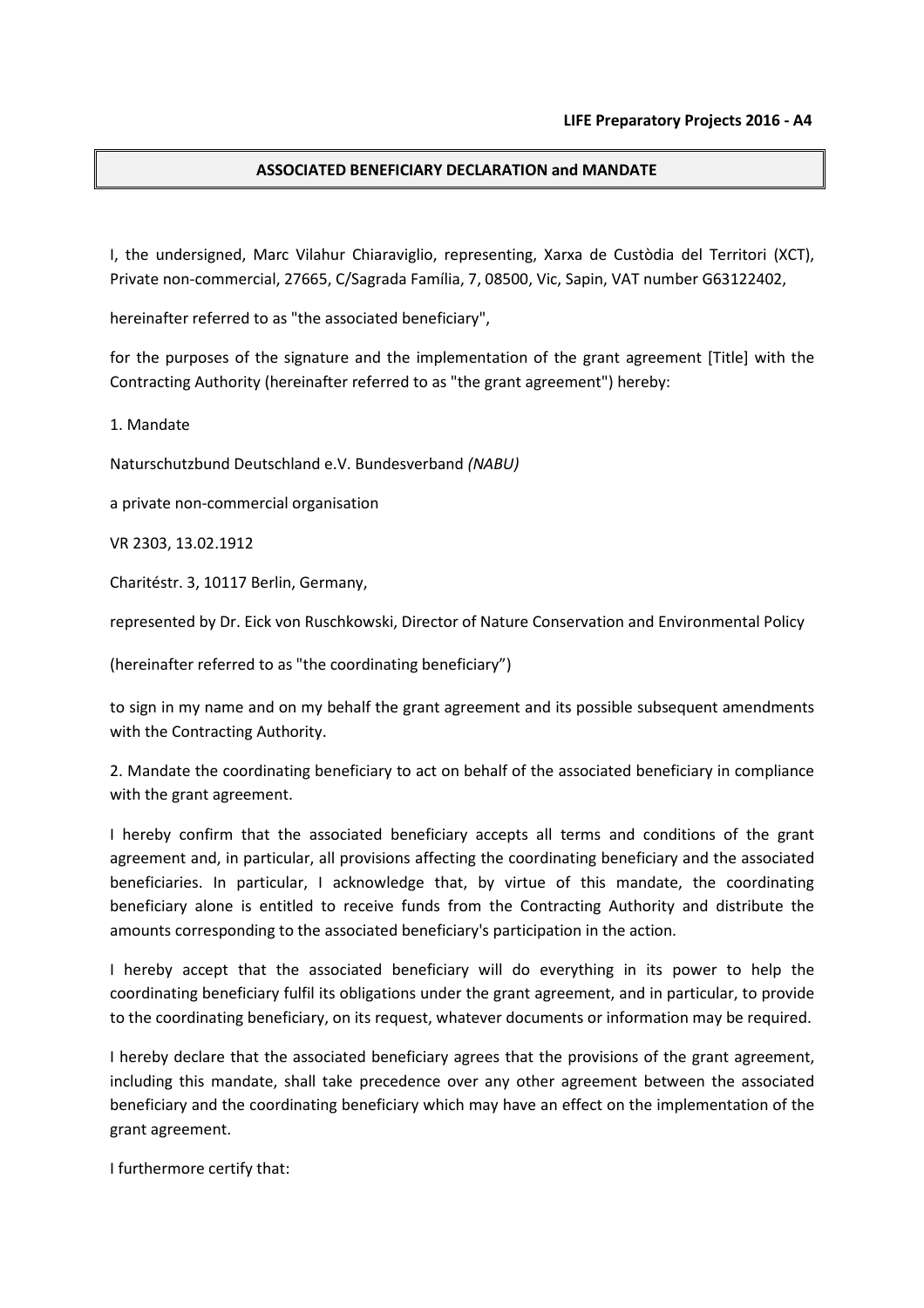**LIFE Preparatory Projects 2016 - A4**

## ASSOCIATED BENEFICIARY DECLARATION and MANDATE

I, the undersigned, Marc Vilahur Chiaraviglio, representing, Xarxa de Custòdia del Territori (XCT), Private non-commercial, 27665, C/Sagrada Família, 7, 08500, Vic, Sapin, VAT number G63122402,

hereinafter referred to as "the associated beneficiary",

for the purposes of the signature and the implementation of the grant agreement [Title] with the Contracting Authority (hereinafter referred to as "the grant agreement") hereby:

1. Mandate

Naturschutzbund Deutschland e.V. Bundesverband *(NABU)*

a private non-commercial organisation

VR 2303, 13.02.1912

Charitéstr. 3, 10117 Berlin, Germany,

represented by Dr. Eick von Ruschkowski, Director of Nature Conservation and Environmental Policy

(hereinafter referred to as "the coordinating beneficiary")

to sign in my name and on my behalf the grant agreement and its possible subsequent amendments with the Contracting Authority.

2. Mandate the coordinating beneficiary to act on behalf of the associated beneficiary in compliance with the grant agreement.

I hereby confirm that the associated beneficiary accepts all terms and conditions of the grant agreement and, in particular, all provisions affecting the coordinating beneficiary and the associated beneficiaries. In particular, I acknowledge that, by virtue of this mandate, the coordinating beneficiary alone is entitled to receive funds from the Contracting Authority and distribute the amounts corresponding to the associated beneficiary's participation in the action.

I hereby accept that the associated beneficiary will do everything in its power to help the coordinating beneficiary fulfil its obligations under the grant agreement, and in particular, to provide to the coordinating beneficiary, on its request, whatever documents or information may be required.

I hereby declare that the associated beneficiary agrees that the provisions of the grant agreement, including this mandate, shall take precedence over any other agreement between the associated beneficiary and the coordinating beneficiary which may have an effect on the implementation of the grant agreement.

I furthermore certify that: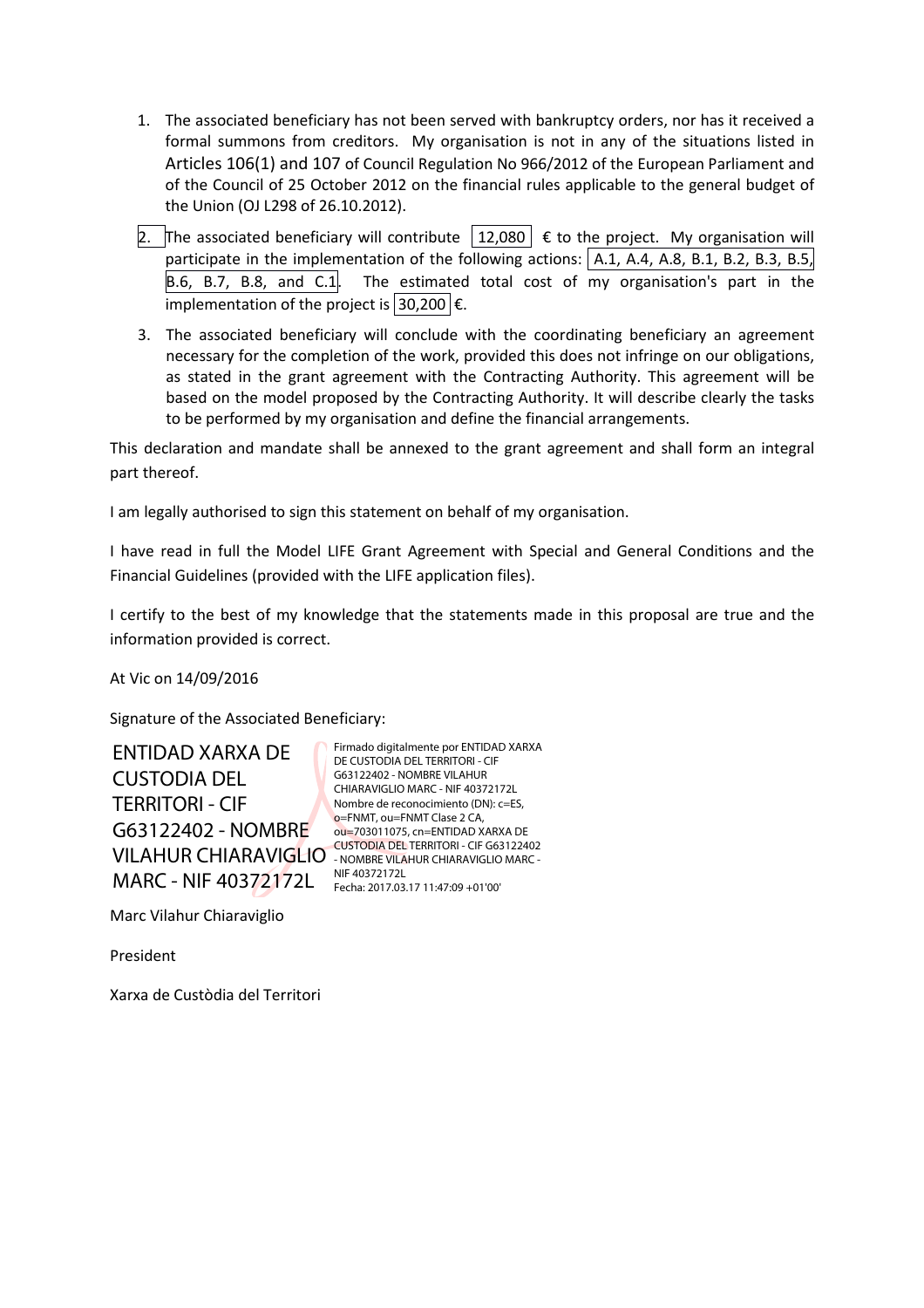1. The associated beneficiary has not been served with bankruptcy orders, nor has it received a formal summons from creditors. My organisation is not in any of the situations listed in Articles 106(1) and 107 of Council Regulation No 966/2012 of the European Parliament and of the Council of 25 October 2012 on the financial rules applicable to the general budget of the Union (OJ L298 of 26.10.2012).

2. The associated beneficiary will contribute 12,080 € to the project. My organisation will participate in the implementation of the following actions: A.1, A.4, A.8, B.1, B.2, B.3, B.5, B.6, B.7, B.8, and C.1. The estimated total cost of my organisation's part in the implementation of the project is 30,200 €.

3. The associated beneficiary will conclude with the coordinating beneficiary an agreement necessary for the completion of the work, provided this does not infringe on our obligations, as stated in the grant agreement with the Contracting Authority. This agreement will be based on the model proposed by the Contracting Authority. It will describe clearly the tasks to be performed by my organisation and define the financial arrangements.

This declaration and mandate shall be annexed to the grant agreement and shall form an integral part thereof.

I am legally authorised to sign this statement on behalf of my organisation.

I have read in full the Model LIFE Grant Agreement with Special and General Conditions and the Financial Guidelines (provided with the LIFE application files).

I certify to the best of my knowledge that the statements made in this proposal are true and the information provided is correct.

At Vic on 14/09/2016

Signature of the Associated Beneficiary:

ENTIDAD XARXA DE CUSTODIA DEL TERRITORI - CIF G63122402 - NOMBRE VILAHUR CHIARAVIGLIO MARC - NIF 40372172L

Firmado digitalmente por ENTIDAD XARXA DE CUSTODIA DEL TERRITORI - CIF G63122402 - NOMBRE VILAHUR CHIARAVIGLIO MARC - NIF 40372172L
Nombre de reconocimiento (DN): c=ES, o=FNMT, ou=FNMT Clase 2 CA, ou=703011075, cn=ENTIDAD XARXA DE CUSTODIA DEL TERRITORI - CIF G63122402 - NOMBRE VILAHUR CHIARAVIGLIO MARC - NIF 40372172L
Fecha: 2017.03.17 11:47:09 +01'00'

Marc Vilahur Chiaraviglio

President

Xarxa de Custòdia del Territori